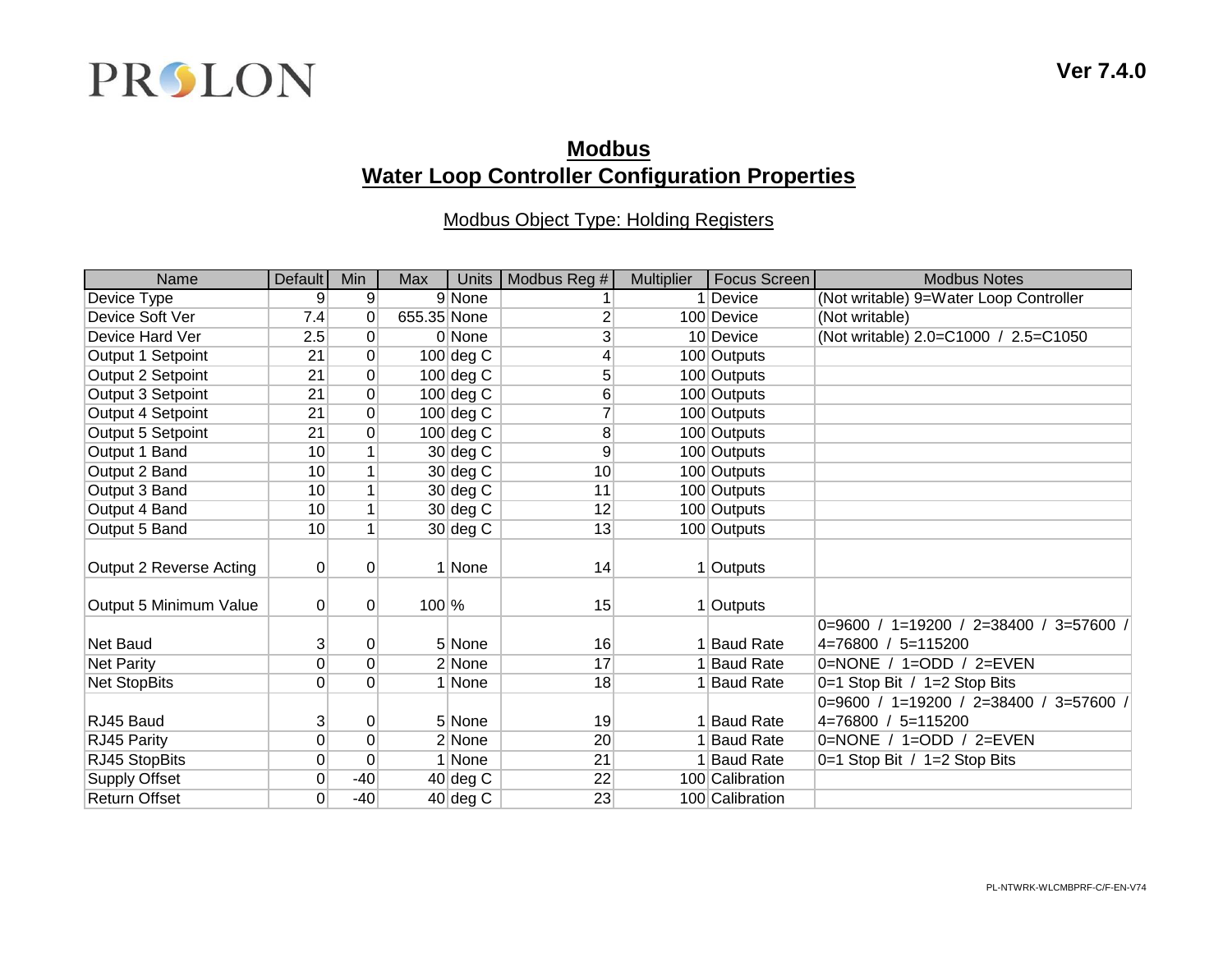PROLON

Ver 7.4.0

# Modbus
# Water Loop Controller Configuration Properties

## Modbus Object Type: Holding Registers

| Name | Default | Min | Max | Units | Modbus Reg # | Multiplier | Focus Screen | Modbus Notes |
|---|---|---|---|---|---|---|---|---|
| Device Type | 9 | 9 | 9 | None | 1 | 1 | Device | (Not writable) 9=Water Loop Controller |
| Device Soft Ver | 7.4 | 0 | 655.35 | None | 2 | 100 | Device | (Not writable) |
| Device Hard Ver | 2.5 | 0 | 0 | None | 3 | 10 | Device | (Not writable) 2.0=C1000 / 2.5=C1050 |
| Output 1 Setpoint | 21 | 0 | 100 | deg C | 4 | 100 | Outputs | |
| Output 2 Setpoint | 21 | 0 | 100 | deg C | 5 | 100 | Outputs | |
| Output 3 Setpoint | 21 | 0 | 100 | deg C | 6 | 100 | Outputs | |
| Output 4 Setpoint | 21 | 0 | 100 | deg C | 7 | 100 | Outputs | |
| Output 5 Setpoint | 21 | 0 | 100 | deg C | 8 | 100 | Outputs | |
| Output 1 Band | 10 | 1 | 30 | deg C | 9 | 100 | Outputs | |
| Output 2 Band | 10 | 1 | 30 | deg C | 10 | 100 | Outputs | |
| Output 3 Band | 10 | 1 | 30 | deg C | 11 | 100 | Outputs | |
| Output 4 Band | 10 | 1 | 30 | deg C | 12 | 100 | Outputs | |
| Output 5 Band | 10 | 1 | 30 | deg C | 13 | 100 | Outputs | |
| Output 2 Reverse Acting | 0 | 0 | 1 | None | 14 | 1 | Outputs | |
| Output 5 Minimum Value | 0 | 0 | 100 | % | 15 | 1 | Outputs | |
| Net Baud | 3 | 0 | 5 | None | 16 | 1 | Baud Rate | 0=9600 / 1=19200 / 2=38400 / 3=57600 / 4=76800 / 5=115200 |
| Net Parity | 0 | 0 | 2 | None | 17 | 1 | Baud Rate | 0=NONE / 1=ODD / 2=EVEN |
| Net StopBits | 0 | 0 | 1 | None | 18 | 1 | Baud Rate | 0=1 Stop Bit / 1=2 Stop Bits |
| RJ45 Baud | 3 | 0 | 5 | None | 19 | 1 | Baud Rate | 0=9600 / 1=19200 / 2=38400 / 3=57600 / 4=76800 / 5=115200 |
| RJ45 Parity | 0 | 0 | 2 | None | 20 | 1 | Baud Rate | 0=NONE / 1=ODD / 2=EVEN |
| RJ45 StopBits | 0 | 0 | 1 | None | 21 | 1 | Baud Rate | 0=1 Stop Bit / 1=2 Stop Bits |
| Supply Offset | 0 | -40 | 40 | deg C | 22 | 100 | Calibration | |
| Return Offset | 0 | -40 | 40 | deg C | 23 | 100 | Calibration | |

PL-NTWRK-WLCMBPRF-C/F-EN-V74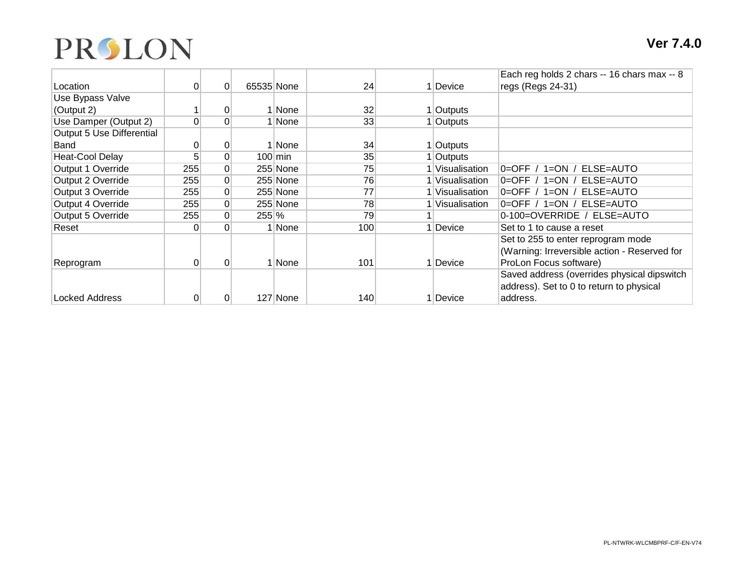| | | | | | | | | |
|---|---|---|---|---|---|---|---|---|
| Location | 0 | 0 | 65535 | None | 24 | 1 | Device | Each reg holds 2 chars -- 16 chars max -- 8 regs (Regs 24-31) |
| Use Bypass Valve (Output 2) | 1 | 0 | 1 | None | 32 | 1 | Outputs | |
| Use Damper (Output 2) | 0 | 0 | 1 | None | 33 | 1 | Outputs | |
| Output 5 Use Differential Band | 0 | 0 | 1 | None | 34 | 1 | Outputs | |
| Heat-Cool Delay | 5 | 0 | 100 | min | 35 | 1 | Outputs | |
| Output 1 Override | 255 | 0 | 255 | None | 75 | 1 | Visualisation | 0=OFF / 1=ON / ELSE=AUTO |
| Output 2 Override | 255 | 0 | 255 | None | 76 | 1 | Visualisation | 0=OFF / 1=ON / ELSE=AUTO |
| Output 3 Override | 255 | 0 | 255 | None | 77 | 1 | Visualisation | 0=OFF / 1=ON / ELSE=AUTO |
| Output 4 Override | 255 | 0 | 255 | None | 78 | 1 | Visualisation | 0=OFF / 1=ON / ELSE=AUTO |
| Output 5 Override | 255 | 0 | 255 | % | 79 | 1 | | 0-100=OVERRIDE / ELSE=AUTO |
| Reset | 0 | 0 | 1 | None | 100 | 1 | Device | Set to 1 to cause a reset |
| Reprogram | 0 | 0 | 1 | None | 101 | 1 | Device | Set to 255 to enter reprogram mode (Warning: Irreversible action - Reserved for ProLon Focus software) |
| Locked Address | 0 | 0 | 127 | None | 140 | 1 | Device | Saved address (overrides physical dipswitch address). Set to 0 to return to physical address. |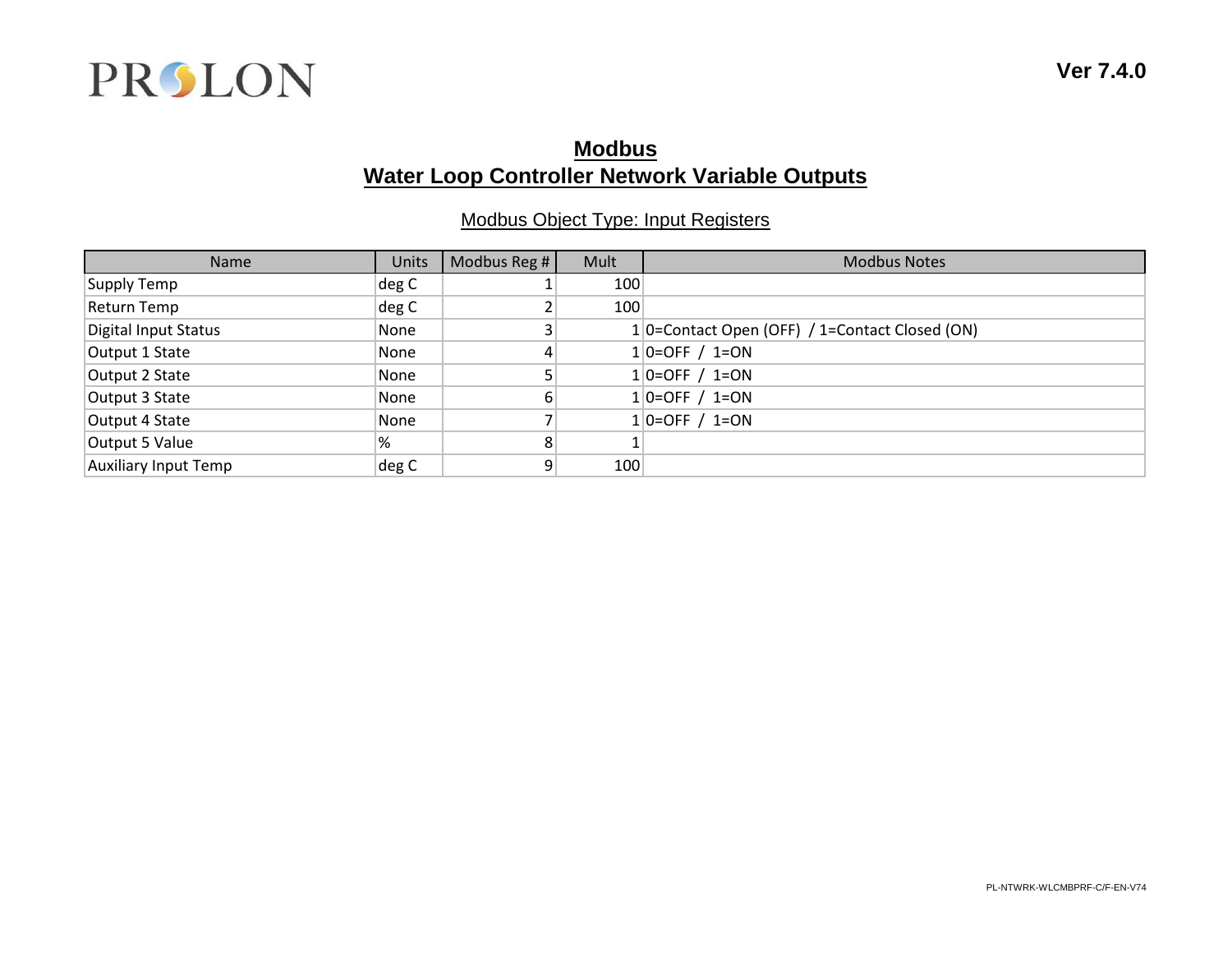PROLON

Ver 7.4.0

# Modbus
# Water Loop Controller Network Variable Outputs

Modbus Object Type: Input Registers

| Name | Units | Modbus Reg # | Mult | Modbus Notes |
|---|---|---|---|---|
| Supply Temp | deg C | 1 | 100 | |
| Return Temp | deg C | 2 | 100 | |
| Digital Input Status | None | 3 | 1 | 0=Contact Open (OFF) / 1=Contact Closed (ON) |
| Output 1 State | None | 4 | 1 | 0=OFF / 1=ON |
| Output 2 State | None | 5 | 1 | 0=OFF / 1=ON |
| Output 3 State | None | 6 | 1 | 0=OFF / 1=ON |
| Output 4 State | None | 7 | 1 | 0=OFF / 1=ON |
| Output 5 Value | % | 8 | 1 | |
| Auxiliary Input Temp | deg C | 9 | 100 | |

PL-NTWRK-WLCMBPRF-C/F-EN-V74